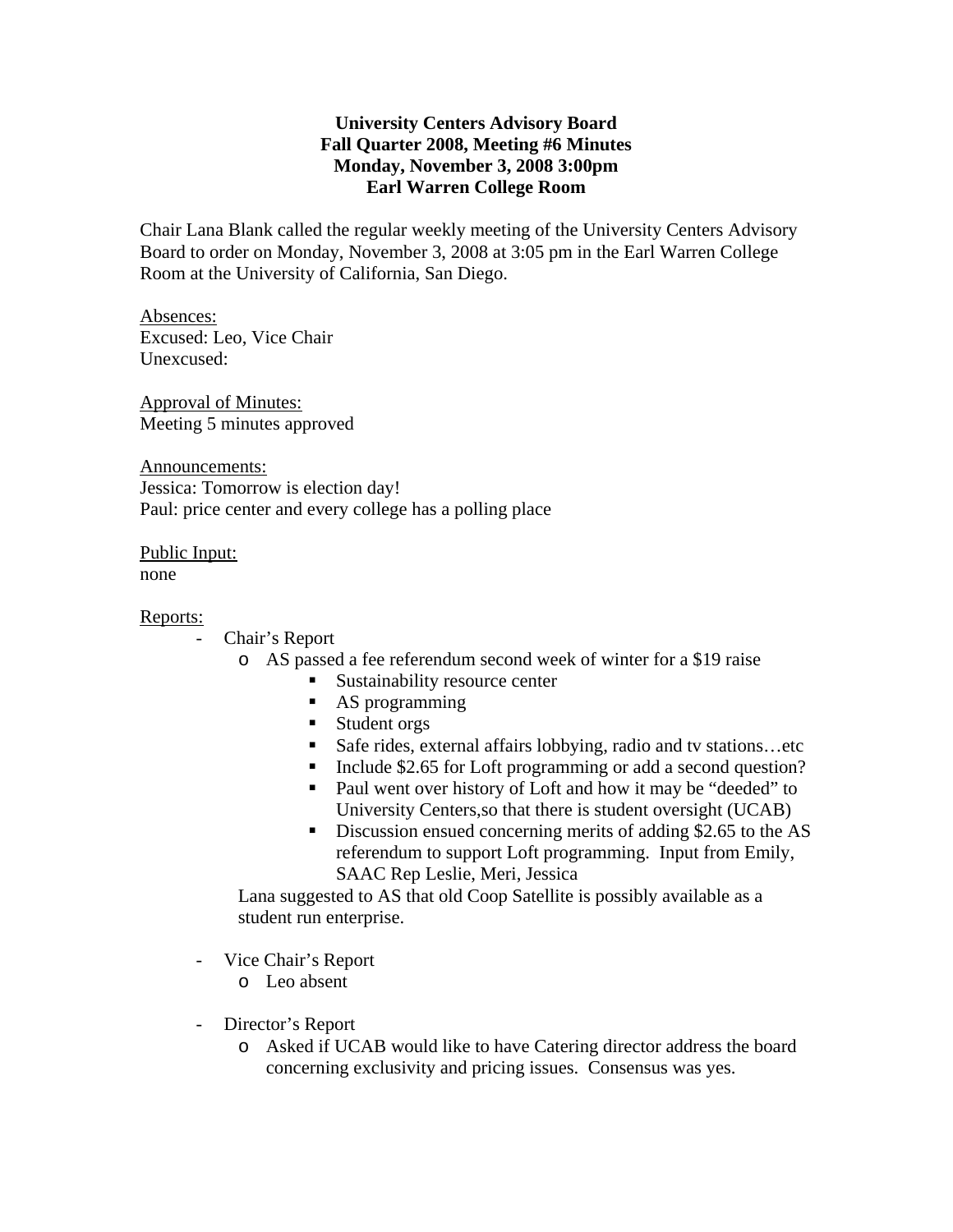**University Centers Advisory Board**
**Fall Quarter 2008, Meeting #6 Minutes**
**Monday, November 3, 2008 3:00pm**
**Earl Warren College Room**

Chair Lana Blank called the regular weekly meeting of the University Centers Advisory Board to order on Monday, November 3, 2008 at 3:05 pm in the Earl Warren College Room at the University of California, San Diego.

Absences:
Excused: Leo, Vice Chair
Unexcused:

Approval of Minutes:
Meeting 5 minutes approved

Announcements:
Jessica: Tomorrow is election day!
Paul: price center and every college has a polling place

Public Input:
none

Reports:

- Chair's Report
    - AS passed a fee referendum second week of winter for a $19 raise
        - Sustainability resource center
        - AS programming
        - Student orgs
        - Safe rides, external affairs lobbying, radio and tv stations…etc
        - Include $2.65 for Loft programming or add a second question?
        - Paul went over history of Loft and how it may be "deeded" to University Centers,so that there is student oversight (UCAB)
        - Discussion ensued concerning merits of adding $2.65 to the AS referendum to support Loft programming. Input from Emily, SAAC Rep Leslie, Meri, Jessica

    Lana suggested to AS that old Coop Satellite is possibly available as a student run enterprise.

- Vice Chair's Report
    - Leo absent

- Director's Report
    - Asked if UCAB would like to have Catering director address the board concerning exclusivity and pricing issues. Consensus was yes.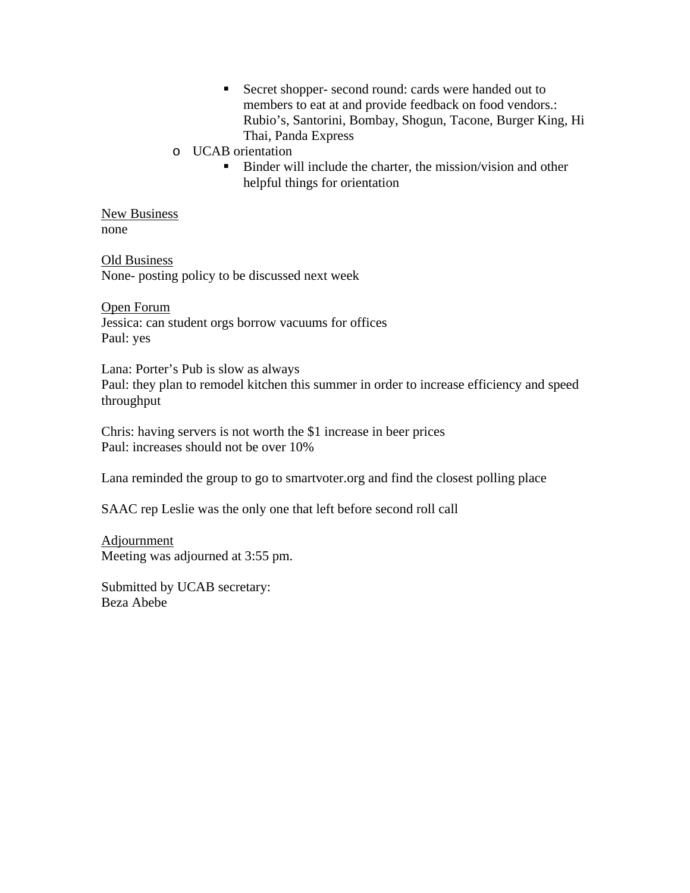- Secret shopper- second round: cards were handed out to members to eat at and provide feedback on food vendors.: Rubio's, Santorini, Bombay, Shogun, Tacone, Burger King, Hi Thai, Panda Express
    - UCAB orientation
        - Binder will include the charter, the mission/vision and other helpful things for orientation

<u>New Business</u>
none

<u>Old Business</u>
None- posting policy to be discussed next week

<u>Open Forum</u>
Jessica: can student orgs borrow vacuums for offices
Paul: yes

Lana: Porter's Pub is slow as always
Paul: they plan to remodel kitchen this summer in order to increase efficiency and speed throughput

Chris: having servers is not worth the $1 increase in beer prices
Paul: increases should not be over 10%

Lana reminded the group to go to smartvoter.org and find the closest polling place

SAAC rep Leslie was the only one that left before second roll call

<u>Adjournment</u>
Meeting was adjourned at 3:55 pm.

Submitted by UCAB secretary:
Beza Abebe